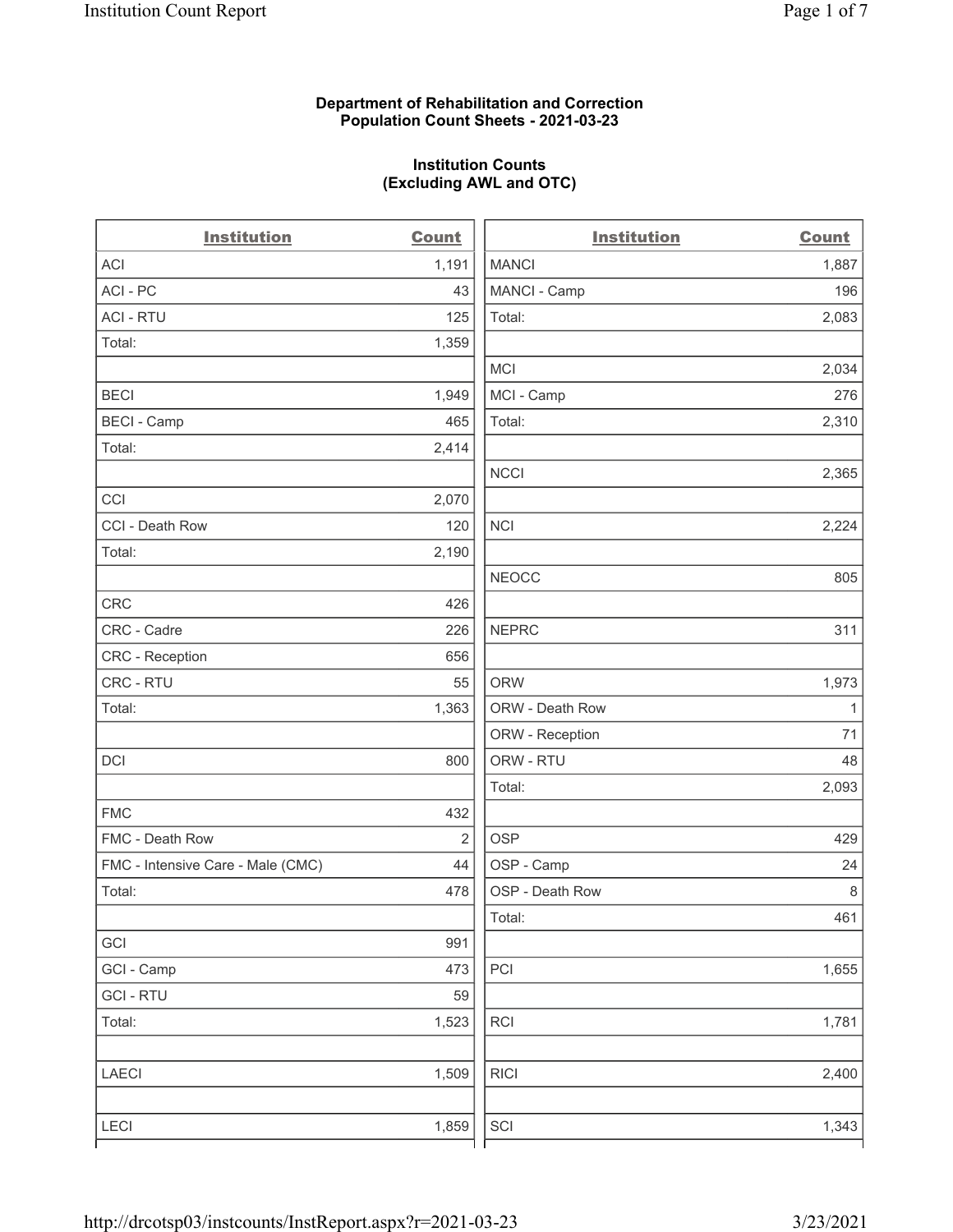**Department of Rehabilitation and Correction**
**Population Count Sheets - 2021-03-23**

**Institution Counts**
**(Excluding AWL and OTC)**

| Institution | Count |
|---|---|
| ACI | 1,191 |
| ACI - PC | 43 |
| ACI - RTU | 125 |
| Total: | 1,359 |
| | |
| BECI | 1,949 |
| BECI - Camp | 465 |
| Total: | 2,414 |
| | |
| CCI | 2,070 |
| CCI - Death Row | 120 |
| Total: | 2,190 |
| | |
| CRC | 426 |
| CRC - Cadre | 226 |
| CRC - Reception | 656 |
| CRC - RTU | 55 |
| Total: | 1,363 |
| | |
| DCI | 800 |
| | |
| FMC | 432 |
| FMC - Death Row | 2 |
| FMC - Intensive Care - Male (CMC) | 44 |
| Total: | 478 |
| | |
| GCI | 991 |
| GCI - Camp | 473 |
| GCI - RTU | 59 |
| Total: | 1,523 |
| | |
| LAECI | 1,509 |
| | |
| LECI | 1,859 |

| Institution | Count |
|---|---|
| MANCI | 1,887 |
| MANCI - Camp | 196 |
| Total: | 2,083 |
| | |
| MCI | 2,034 |
| MCI - Camp | 276 |
| Total: | 2,310 |
| | |
| NCCI | 2,365 |
| | |
| NCI | 2,224 |
| | |
| NEOCC | 805 |
| | |
| NEPRC | 311 |
| | |
| ORW | 1,973 |
| ORW - Death Row | 1 |
| ORW - Reception | 71 |
| ORW - RTU | 48 |
| Total: | 2,093 |
| | |
| OSP | 429 |
| OSP - Camp | 24 |
| OSP - Death Row | 8 |
| Total: | 461 |
| | |
| PCI | 1,655 |
| | |
| RCI | 1,781 |
| | |
| RICI | 2,400 |
| | |
| SCI | 1,343 |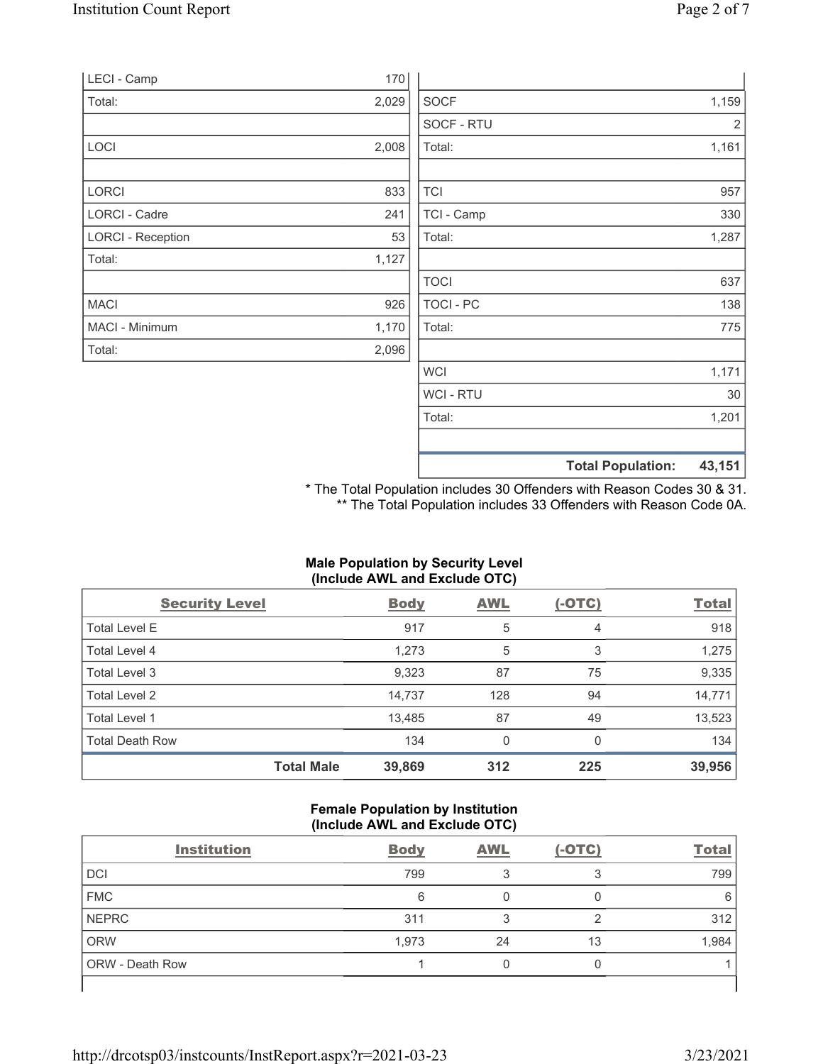| | |
|---|---|
| LECI - Camp | 170 |
| Total: | 2,029 |
| | |
| LOCI | 2,008 |
| | |
| LORCI | 833 |
| LORCI - Cadre | 241 |
| LORCI - Reception | 53 |
| Total: | 1,127 |
| | |
| MACI | 926 |
| MACI - Minimum | 1,170 |
| Total: | 2,096 |

| | |
|---|---|
| SOCF | 1,159 |
| SOCF - RTU | 2 |
| Total: | 1,161 |
| | |
| TCI | 957 |
| TCI - Camp | 330 |
| Total: | 1,287 |
| | |
| TOCI | 637 |
| TOCI - PC | 138 |
| Total: | 775 |
| | |
| WCI | 1,171 |
| WCI - RTU | 30 |
| Total: | 1,201 |
| | |
| **Total Population:** | **43,151** |

\* The Total Population includes 30 Offenders with Reason Codes 30 & 31.
\*\* The Total Population includes 33 Offenders with Reason Code 0A.

### Male Population by Security Level (Include AWL and Exclude OTC)

| Security Level | Body | AWL | (-OTC) | Total |
|---|---|---|---|---|
| Total Level E | 917 | 5 | 4 | 918 |
| Total Level 4 | 1,273 | 5 | 3 | 1,275 |
| Total Level 3 | 9,323 | 87 | 75 | 9,335 |
| Total Level 2 | 14,737 | 128 | 94 | 14,771 |
| Total Level 1 | 13,485 | 87 | 49 | 13,523 |
| Total Death Row | 134 | 0 | 0 | 134 |
| **Total Male** | **39,869** | **312** | **225** | **39,956** |

### Female Population by Institution (Include AWL and Exclude OTC)

| Institution | Body | AWL | (-OTC) | Total |
|---|---|---|---|---|
| DCI | 799 | 3 | 3 | 799 |
| FMC | 6 | 0 | 0 | 6 |
| NEPRC | 311 | 3 | 2 | 312 |
| ORW | 1,973 | 24 | 13 | 1,984 |
| ORW - Death Row | 1 | 0 | 0 | 1 |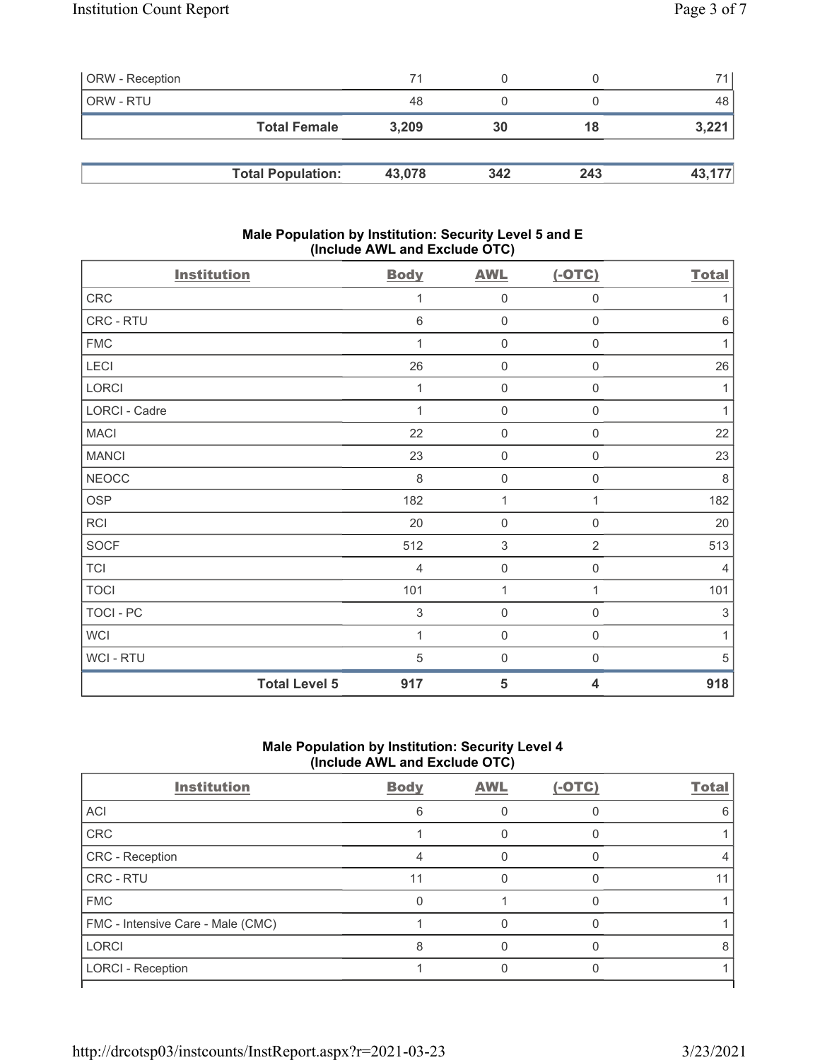| | | | | |
|---|---|---|---|---|
| ORW - Reception | 71 | 0 | 0 | 71 |
| ORW - RTU | 48 | 0 | 0 | 48 |
| **Total Female** | **3,209** | **30** | **18** | **3,221** |

| | | | | |
|---|---|---|---|---|
| **Total Population:** | **43,078** | **342** | **243** | **43,177** |

### Male Population by Institution: Security Level 5 and E (Include AWL and Exclude OTC)

| Institution | Body | AWL | (-OTC) | Total |
|---|---|---|---|---|
| CRC | 1 | 0 | 0 | 1 |
| CRC - RTU | 6 | 0 | 0 | 6 |
| FMC | 1 | 0 | 0 | 1 |
| LECI | 26 | 0 | 0 | 26 |
| LORCI | 1 | 0 | 0 | 1 |
| LORCI - Cadre | 1 | 0 | 0 | 1 |
| MACI | 22 | 0 | 0 | 22 |
| MANCI | 23 | 0 | 0 | 23 |
| NEOCC | 8 | 0 | 0 | 8 |
| OSP | 182 | 1 | 1 | 182 |
| RCI | 20 | 0 | 0 | 20 |
| SOCF | 512 | 3 | 2 | 513 |
| TCI | 4 | 0 | 0 | 4 |
| TOCI | 101 | 1 | 1 | 101 |
| TOCI - PC | 3 | 0 | 0 | 3 |
| WCI | 1 | 0 | 0 | 1 |
| WCI - RTU | 5 | 0 | 0 | 5 |
| **Total Level 5** | **917** | **5** | **4** | **918** |

### Male Population by Institution: Security Level 4 (Include AWL and Exclude OTC)

| Institution | Body | AWL | (-OTC) | Total |
|---|---|---|---|---|
| ACI | 6 | 0 | 0 | 6 |
| CRC | 1 | 0 | 0 | 1 |
| CRC - Reception | 4 | 0 | 0 | 4 |
| CRC - RTU | 11 | 0 | 0 | 11 |
| FMC | 0 | 1 | 0 | 1 |
| FMC - Intensive Care - Male (CMC) | 1 | 0 | 0 | 1 |
| LORCI | 8 | 0 | 0 | 8 |
| LORCI - Reception | 1 | 0 | 0 | 1 |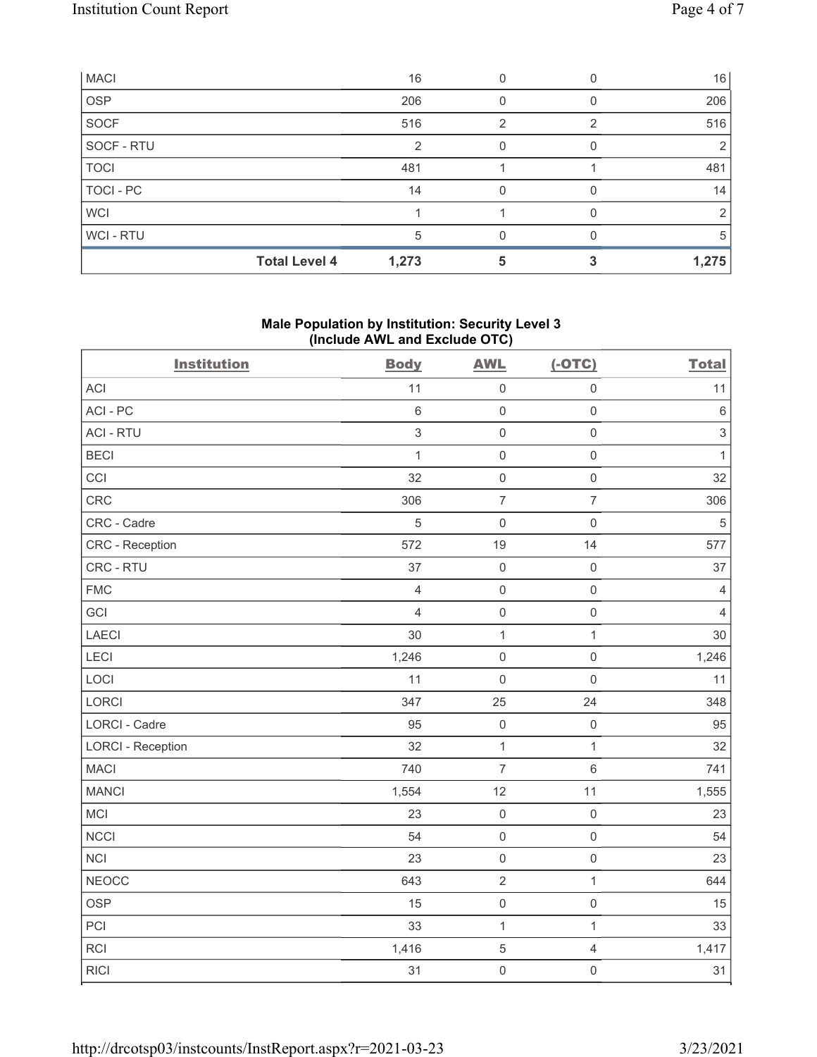| | | | | |
|---|---|---|---|---|
| MACI | 16 | 0 | 0 | 16 |
| OSP | 206 | 0 | 0 | 206 |
| SOCF | 516 | 2 | 2 | 516 |
| SOCF - RTU | 2 | 0 | 0 | 2 |
| TOCI | 481 | 1 | 1 | 481 |
| TOCI - PC | 14 | 0 | 0 | 14 |
| WCI | 1 | 1 | 0 | 2 |
| WCI - RTU | 5 | 0 | 0 | 5 |
| **Total Level 4** | **1,273** | **5** | **3** | **1,275** |

## Male Population by Institution: Security Level 3 (Include AWL and Exclude OTC)

| Institution | Body | AWL | (-OTC) | Total |
|---|---|---|---|---|
| ACI | 11 | 0 | 0 | 11 |
| ACI - PC | 6 | 0 | 0 | 6 |
| ACI - RTU | 3 | 0 | 0 | 3 |
| BECI | 1 | 0 | 0 | 1 |
| CCI | 32 | 0 | 0 | 32 |
| CRC | 306 | 7 | 7 | 306 |
| CRC - Cadre | 5 | 0 | 0 | 5 |
| CRC - Reception | 572 | 19 | 14 | 577 |
| CRC - RTU | 37 | 0 | 0 | 37 |
| FMC | 4 | 0 | 0 | 4 |
| GCI | 4 | 0 | 0 | 4 |
| LAECI | 30 | 1 | 1 | 30 |
| LECI | 1,246 | 0 | 0 | 1,246 |
| LOCI | 11 | 0 | 0 | 11 |
| LORCI | 347 | 25 | 24 | 348 |
| LORCI - Cadre | 95 | 0 | 0 | 95 |
| LORCI - Reception | 32 | 1 | 1 | 32 |
| MACI | 740 | 7 | 6 | 741 |
| MANCI | 1,554 | 12 | 11 | 1,555 |
| MCI | 23 | 0 | 0 | 23 |
| NCCI | 54 | 0 | 0 | 54 |
| NCI | 23 | 0 | 0 | 23 |
| NEOCC | 643 | 2 | 1 | 644 |
| OSP | 15 | 0 | 0 | 15 |
| PCI | 33 | 1 | 1 | 33 |
| RCI | 1,416 | 5 | 4 | 1,417 |
| RICI | 31 | 0 | 0 | 31 |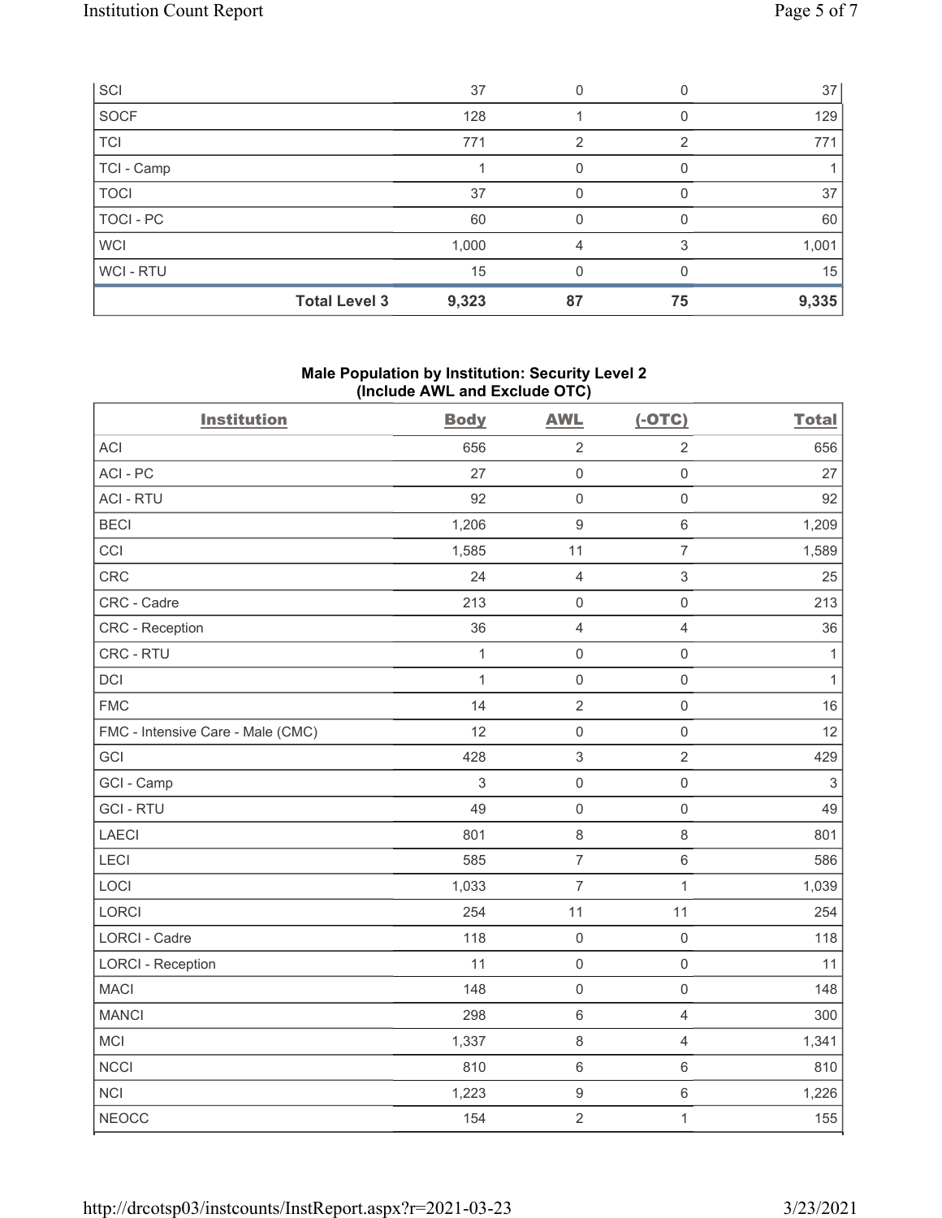| | | | | |
|---|---|---|---|---|
| SCI | 37 | 0 | 0 | 37 |
| SOCF | 128 | 1 | 0 | 129 |
| TCI | 771 | 2 | 2 | 771 |
| TCI - Camp | 1 | 0 | 0 | 1 |
| TOCI | 37 | 0 | 0 | 37 |
| TOCI - PC | 60 | 0 | 0 | 60 |
| WCI | 1,000 | 4 | 3 | 1,001 |
| WCI - RTU | 15 | 0 | 0 | 15 |
| **Total Level 3** | **9,323** | **87** | **75** | **9,335** |

### Male Population by Institution: Security Level 2 (Include AWL and Exclude OTC)

| Institution | Body | AWL | (-OTC) | Total |
|---|---|---|---|---|
| ACI | 656 | 2 | 2 | 656 |
| ACI - PC | 27 | 0 | 0 | 27 |
| ACI - RTU | 92 | 0 | 0 | 92 |
| BECI | 1,206 | 9 | 6 | 1,209 |
| CCI | 1,585 | 11 | 7 | 1,589 |
| CRC | 24 | 4 | 3 | 25 |
| CRC - Cadre | 213 | 0 | 0 | 213 |
| CRC - Reception | 36 | 4 | 4 | 36 |
| CRC - RTU | 1 | 0 | 0 | 1 |
| DCI | 1 | 0 | 0 | 1 |
| FMC | 14 | 2 | 0 | 16 |
| FMC - Intensive Care - Male (CMC) | 12 | 0 | 0 | 12 |
| GCI | 428 | 3 | 2 | 429 |
| GCI - Camp | 3 | 0 | 0 | 3 |
| GCI - RTU | 49 | 0 | 0 | 49 |
| LAECI | 801 | 8 | 8 | 801 |
| LECI | 585 | 7 | 6 | 586 |
| LOCI | 1,033 | 7 | 1 | 1,039 |
| LORCI | 254 | 11 | 11 | 254 |
| LORCI - Cadre | 118 | 0 | 0 | 118 |
| LORCI - Reception | 11 | 0 | 0 | 11 |
| MACI | 148 | 0 | 0 | 148 |
| MANCI | 298 | 6 | 4 | 300 |
| MCI | 1,337 | 8 | 4 | 1,341 |
| NCCI | 810 | 6 | 6 | 810 |
| NCI | 1,223 | 9 | 6 | 1,226 |
| NEOCC | 154 | 2 | 1 | 155 |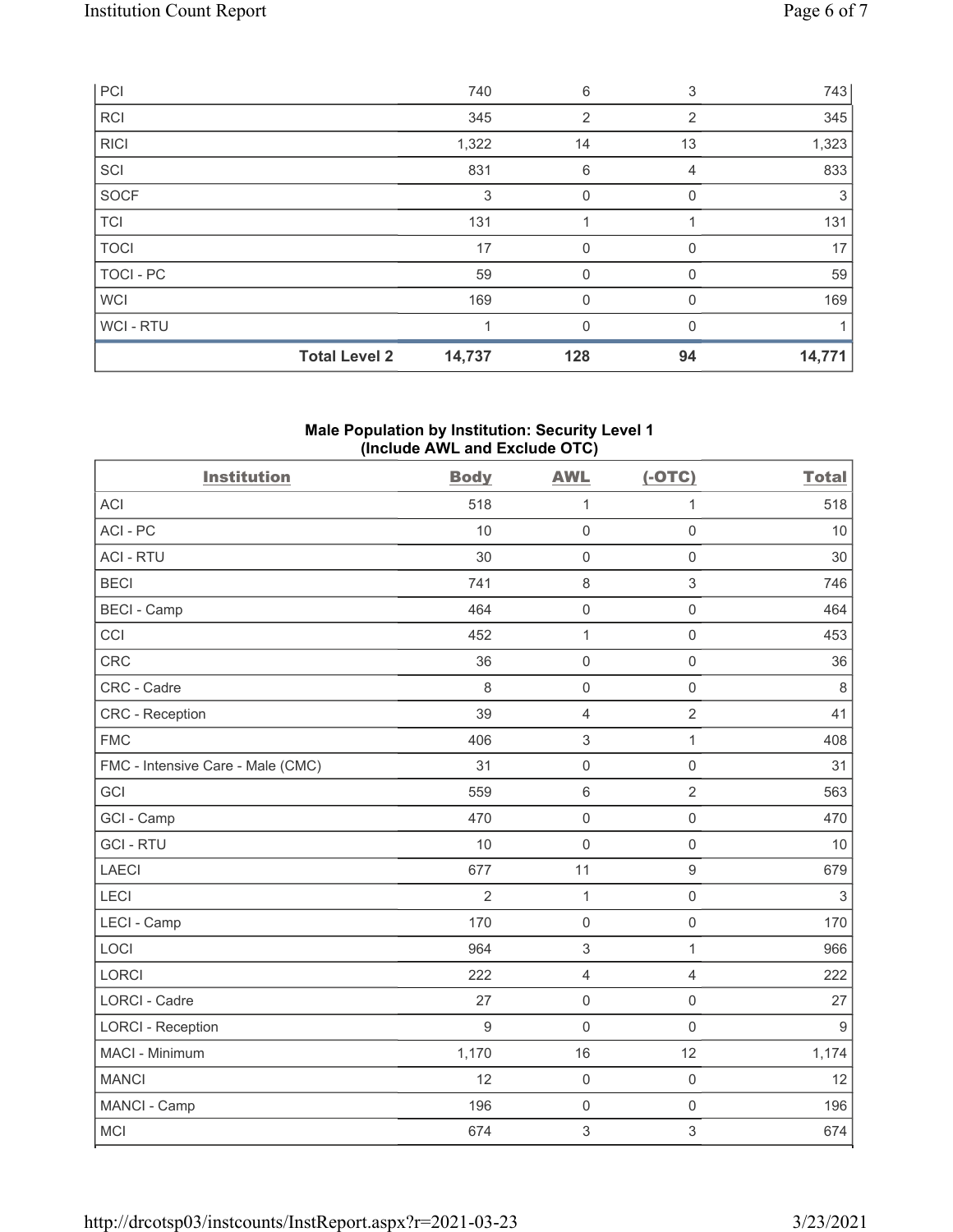| PCI | | 740 | 6 | 3 | 743 |
|---|---|---|---|---|---|
| RCI | | 345 | 2 | 2 | 345 |
| RICI | | 1,322 | 14 | 13 | 1,323 |
| SCI | | 831 | 6 | 4 | 833 |
| SOCF | | 3 | 0 | 0 | 3 |
| TCI | | 131 | 1 | 1 | 131 |
| TOCI | | 17 | 0 | 0 | 17 |
| TOCI - PC | | 59 | 0 | 0 | 59 |
| WCI | | 169 | 0 | 0 | 169 |
| WCI - RTU | | 1 | 0 | 0 | 1 |
| | **Total Level 2** | **14,737** | **128** | **94** | **14,771** |

## Male Population by Institution: Security Level 1 (Include AWL and Exclude OTC)

| Institution | Body | AWL | (-OTC) | Total |
|---|---|---|---|---|
| ACI | 518 | 1 | 1 | 518 |
| ACI - PC | 10 | 0 | 0 | 10 |
| ACI - RTU | 30 | 0 | 0 | 30 |
| BECI | 741 | 8 | 3 | 746 |
| BECI - Camp | 464 | 0 | 0 | 464 |
| CCI | 452 | 1 | 0 | 453 |
| CRC | 36 | 0 | 0 | 36 |
| CRC - Cadre | 8 | 0 | 0 | 8 |
| CRC - Reception | 39 | 4 | 2 | 41 |
| FMC | 406 | 3 | 1 | 408 |
| FMC - Intensive Care - Male (CMC) | 31 | 0 | 0 | 31 |
| GCI | 559 | 6 | 2 | 563 |
| GCI - Camp | 470 | 0 | 0 | 470 |
| GCI - RTU | 10 | 0 | 0 | 10 |
| LAECI | 677 | 11 | 9 | 679 |
| LECI | 2 | 1 | 0 | 3 |
| LECI - Camp | 170 | 0 | 0 | 170 |
| LOCI | 964 | 3 | 1 | 966 |
| LORCI | 222 | 4 | 4 | 222 |
| LORCI - Cadre | 27 | 0 | 0 | 27 |
| LORCI - Reception | 9 | 0 | 0 | 9 |
| MACI - Minimum | 1,170 | 16 | 12 | 1,174 |
| MANCI | 12 | 0 | 0 | 12 |
| MANCI - Camp | 196 | 0 | 0 | 196 |
| MCI | 674 | 3 | 3 | 674 |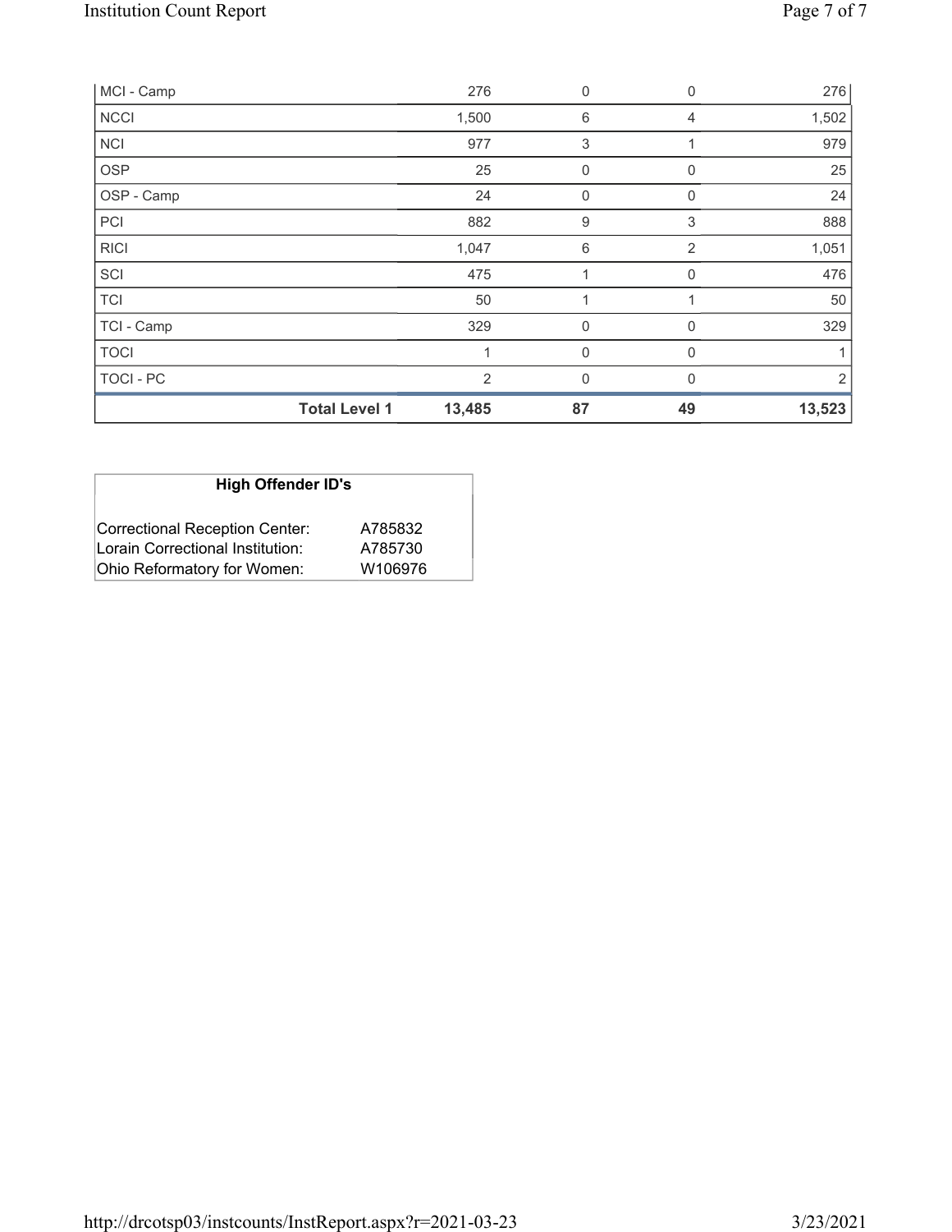| | | | | |
|---|---|---|---|---|
| MCI - Camp | 276 | 0 | 0 | 276 |
| NCCI | 1,500 | 6 | 4 | 1,502 |
| NCI | 977 | 3 | 1 | 979 |
| OSP | 25 | 0 | 0 | 25 |
| OSP - Camp | 24 | 0 | 0 | 24 |
| PCI | 882 | 9 | 3 | 888 |
| RICI | 1,047 | 6 | 2 | 1,051 |
| SCI | 475 | 1 | 0 | 476 |
| TCI | 50 | 1 | 1 | 50 |
| TCI - Camp | 329 | 0 | 0 | 329 |
| TOCI | 1 | 0 | 0 | 1 |
| TOCI - PC | 2 | 0 | 0 | 2 |
| **Total Level 1** | **13,485** | **87** | **49** | **13,523** |

| High Offender ID's | |
|---|---|
| Correctional Reception Center: | A785832 |
| Lorain Correctional Institution: | A785730 |
| Ohio Reformatory for Women: | W106976 |